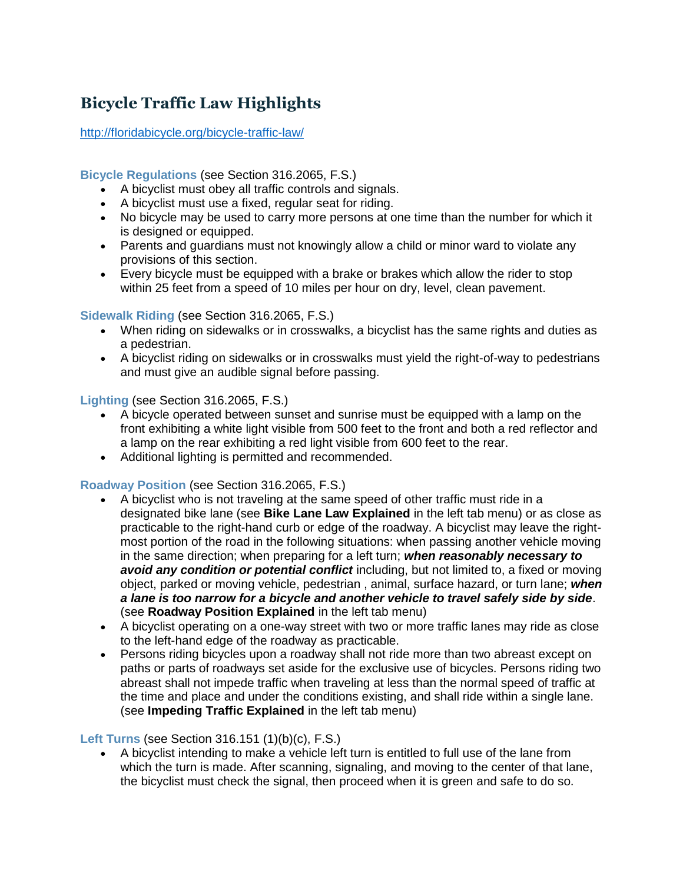# Bicycle Traffic Law Highlights

http://floridabicycle.org/bicycle-traffic-law/

**Bicycle Regulations** (see Section 316.2065, F.S.)

- A bicyclist must obey all traffic controls and signals.
- A bicyclist must use a fixed, regular seat for riding.
- No bicycle may be used to carry more persons at one time than the number for which it is designed or equipped.
- Parents and guardians must not knowingly allow a child or minor ward to violate any provisions of this section.
- Every bicycle must be equipped with a brake or brakes which allow the rider to stop within 25 feet from a speed of 10 miles per hour on dry, level, clean pavement.

**Sidewalk Riding** (see Section 316.2065, F.S.)

- When riding on sidewalks or in crosswalks, a bicyclist has the same rights and duties as a pedestrian.
- A bicyclist riding on sidewalks or in crosswalks must yield the right-of-way to pedestrians and must give an audible signal before passing.

**Lighting** (see Section 316.2065, F.S.)

- A bicycle operated between sunset and sunrise must be equipped with a lamp on the front exhibiting a white light visible from 500 feet to the front and both a red reflector and a lamp on the rear exhibiting a red light visible from 600 feet to the rear.
- Additional lighting is permitted and recommended.

**Roadway Position** (see Section 316.2065, F.S.)

- A bicyclist who is not traveling at the same speed of other traffic must ride in a designated bike lane (see **Bike Lane Law Explained** in the left tab menu) or as close as practicable to the right-hand curb or edge of the roadway. A bicyclist may leave the right-most portion of the road in the following situations: when passing another vehicle moving in the same direction; when preparing for a left turn; ***when reasonably necessary to avoid any condition or potential conflict*** including, but not limited to, a fixed or moving object, parked or moving vehicle, pedestrian , animal, surface hazard, or turn lane; ***when a lane is too narrow for a bicycle and another vehicle to travel safely side by side***. (see **Roadway Position Explained** in the left tab menu)
- A bicyclist operating on a one-way street with two or more traffic lanes may ride as close to the left-hand edge of the roadway as practicable.
- Persons riding bicycles upon a roadway shall not ride more than two abreast except on paths or parts of roadways set aside for the exclusive use of bicycles. Persons riding two abreast shall not impede traffic when traveling at less than the normal speed of traffic at the time and place and under the conditions existing, and shall ride within a single lane. (see **Impeding Traffic Explained** in the left tab menu)

**Left Turns** (see Section 316.151 (1)(b)(c), F.S.)

- A bicyclist intending to make a vehicle left turn is entitled to full use of the lane from which the turn is made. After scanning, signaling, and moving to the center of that lane, the bicyclist must check the signal, then proceed when it is green and safe to do so.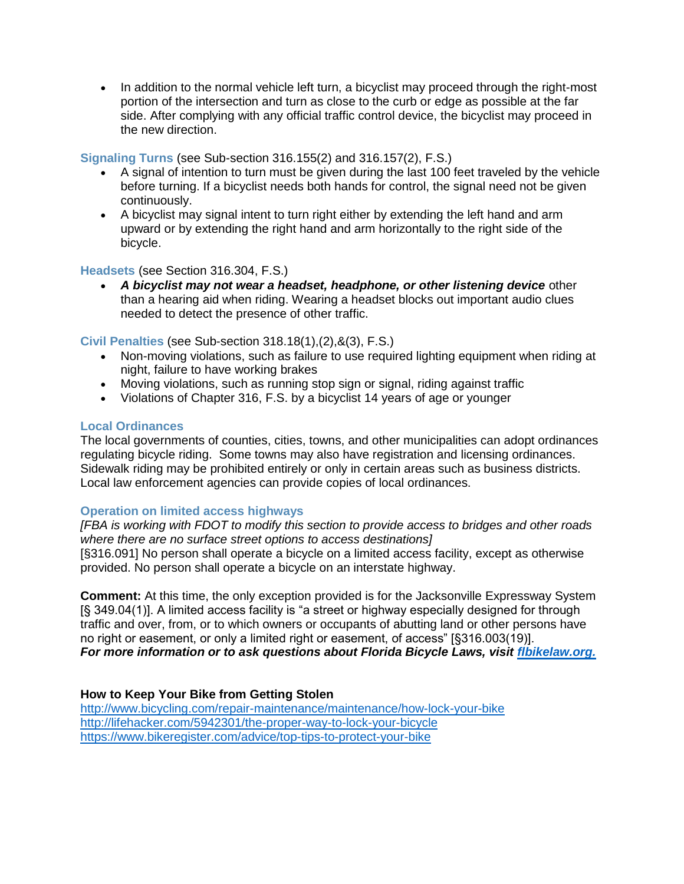- In addition to the normal vehicle left turn, a bicyclist may proceed through the right-most portion of the intersection and turn as close to the curb or edge as possible at the far side. After complying with any official traffic control device, the bicyclist may proceed in the new direction.

### Signaling Turns (see Sub-section 316.155(2) and 316.157(2), F.S.)

- A signal of intention to turn must be given during the last 100 feet traveled by the vehicle before turning. If a bicyclist needs both hands for control, the signal need not be given continuously.
- A bicyclist may signal intent to turn right either by extending the left hand and arm upward or by extending the right hand and arm horizontally to the right side of the bicycle.

### Headsets (see Section 316.304, F.S.)

- ***A bicyclist may not wear a headset, headphone, or other listening device*** other than a hearing aid when riding. Wearing a headset blocks out important audio clues needed to detect the presence of other traffic.

### Civil Penalties (see Sub-section 318.18(1),(2),&(3), F.S.)

- Non-moving violations, such as failure to use required lighting equipment when riding at night, failure to have working brakes
- Moving violations, such as running stop sign or signal, riding against traffic
- Violations of Chapter 316, F.S. by a bicyclist 14 years of age or younger

### Local Ordinances

The local governments of counties, cities, towns, and other municipalities can adopt ordinances regulating bicycle riding. Some towns may also have registration and licensing ordinances. Sidewalk riding may be prohibited entirely or only in certain areas such as business districts. Local law enforcement agencies can provide copies of local ordinances.

### Operation on limited access highways

*[FBA is working with FDOT to modify this section to provide access to bridges and other roads where there are no surface street options to access destinations]*
[§316.091] No person shall operate a bicycle on a limited access facility, except as otherwise provided. No person shall operate a bicycle on an interstate highway.

**Comment:** At this time, the only exception provided is for the Jacksonville Expressway System [§ 349.04(1)]. A limited access facility is "a street or highway especially designed for through traffic and over, from, or to which owners or occupants of abutting land or other persons have no right or easement, or only a limited right or easement, of access" [§316.003(19)].
***For more information or to ask questions about Florida Bicycle Laws, visit [flbikelaw.org.](http://flbikelaw.org)***

**How to Keep Your Bike from Getting Stolen**
http://www.bicycling.com/repair-maintenance/maintenance/how-lock-your-bike
http://lifehacker.com/5942301/the-proper-way-to-lock-your-bicycle
https://www.bikeregister.com/advice/top-tips-to-protect-your-bike